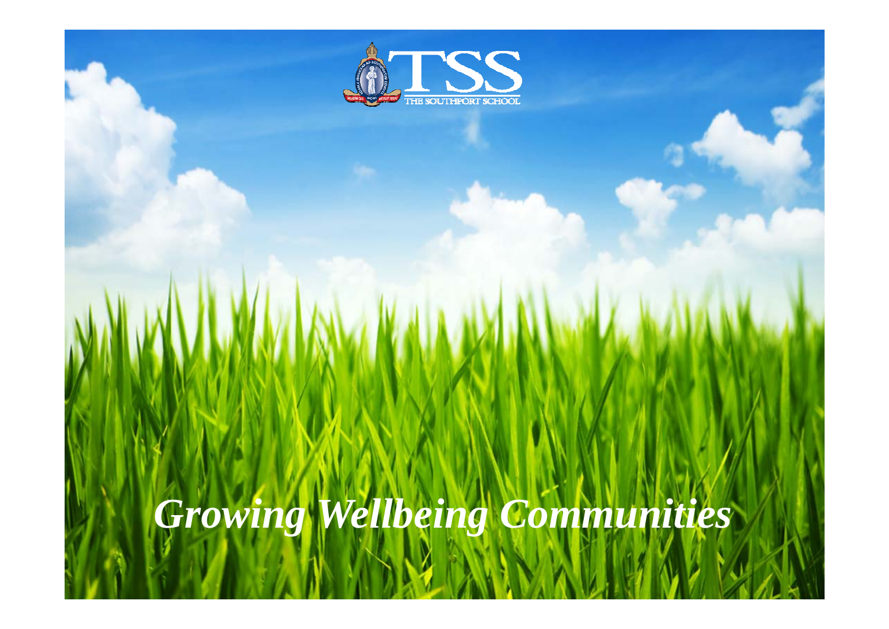TSS

THE SOUTHPORT SCHOOL

# *Growing Wellbeing Communities*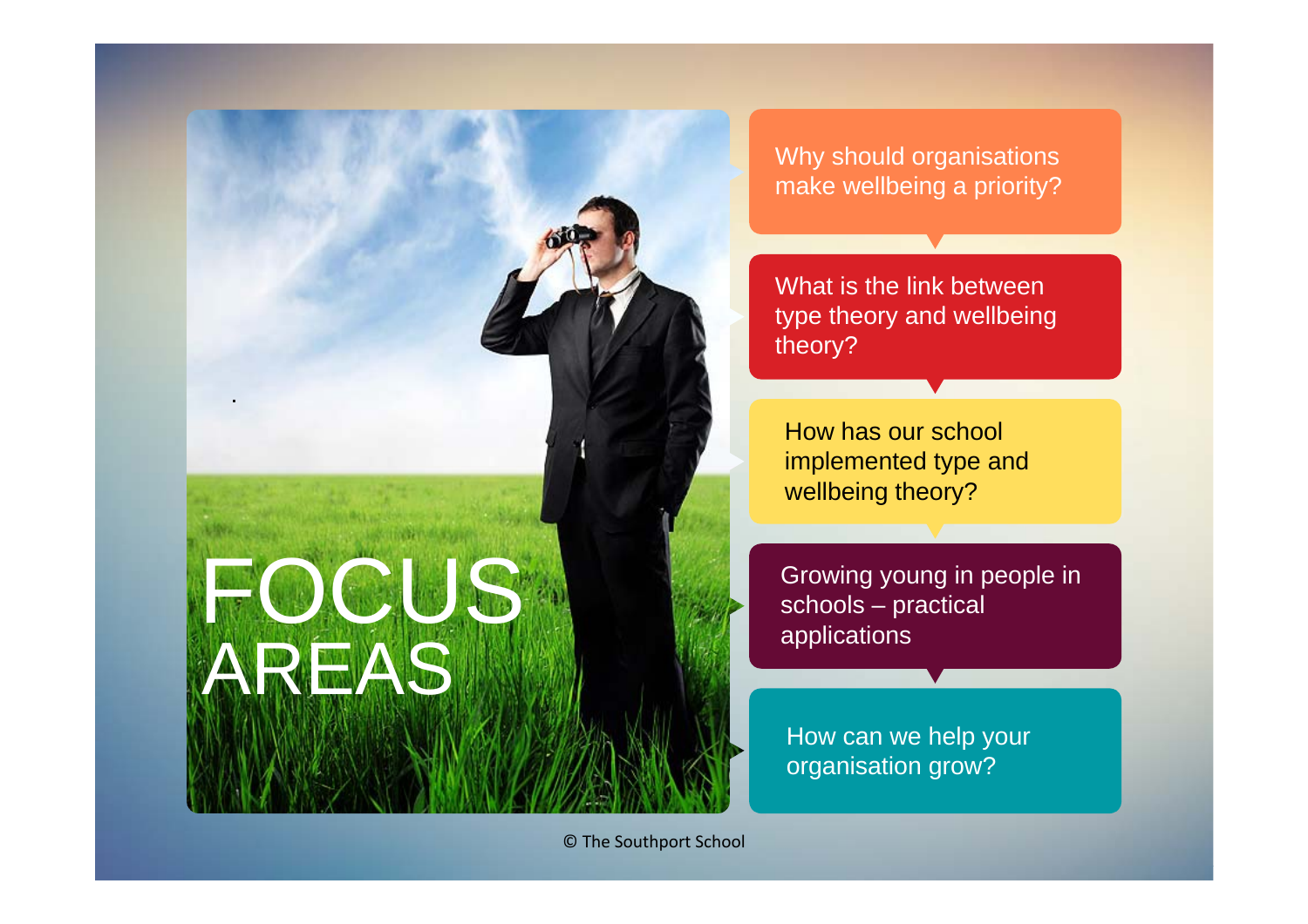# FOCUS AREAS

- Why should organisations make wellbeing a priority?
- What is the link between type theory and wellbeing theory?
- How has our school implemented type and wellbeing theory?
- Growing young in people in schools – practical applications
- How can we help your organisation grow?

© The Southport School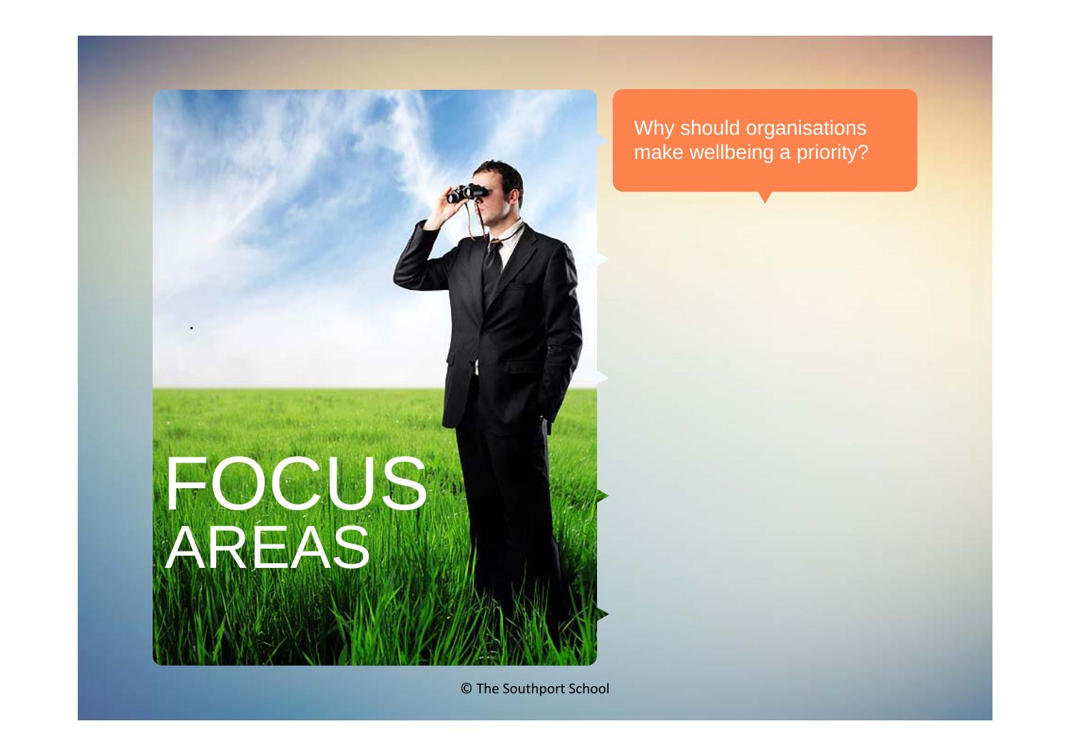# FOCUS AREAS

Why should organisations make wellbeing a priority?

© The Southport School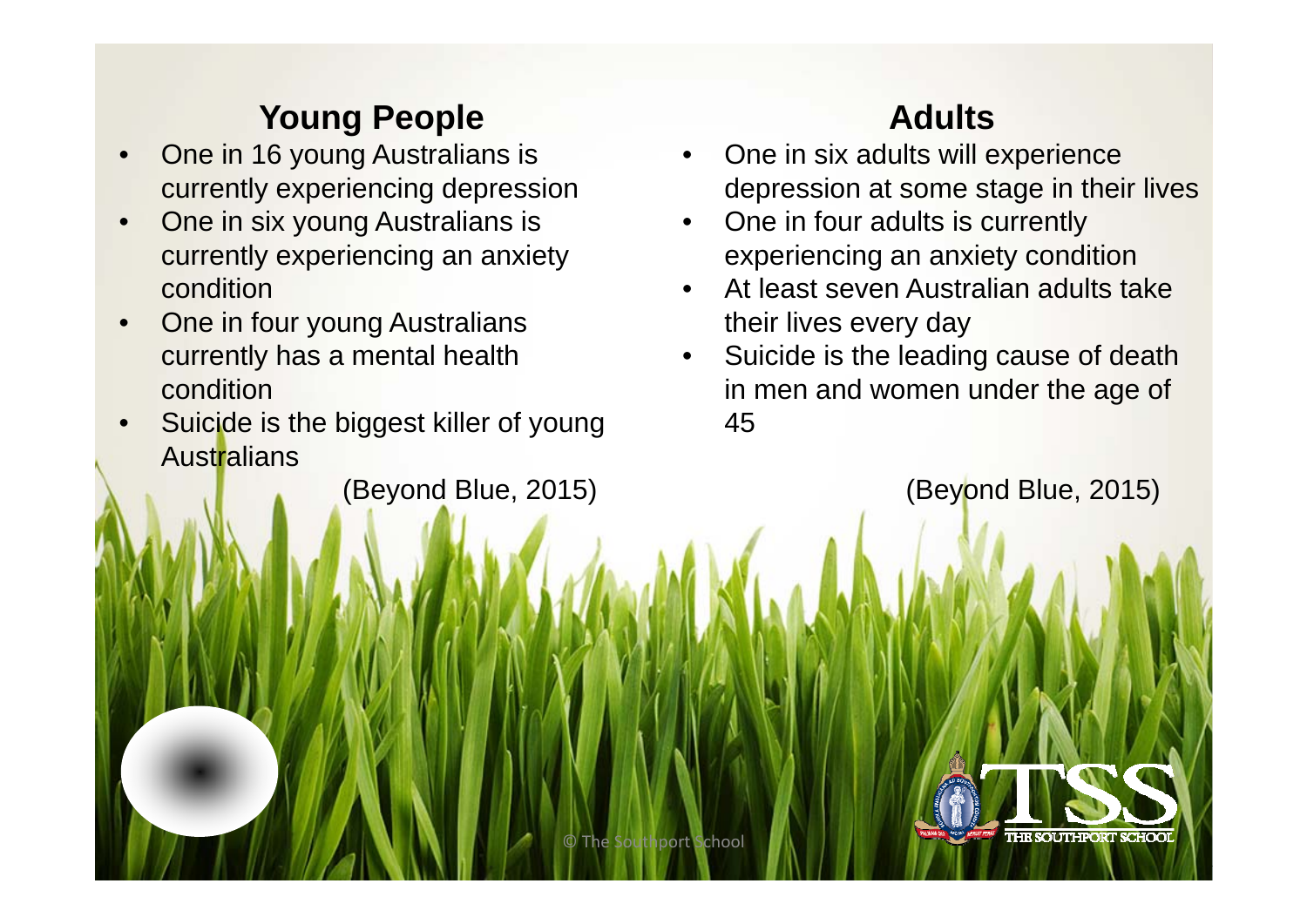## Young People

- One in 16 young Australians is currently experiencing depression
- One in six young Australians is currently experiencing an anxiety condition
- One in four young Australians currently has a mental health condition
- Suicide is the biggest killer of young Australians

(Beyond Blue, 2015)

## Adults

- One in six adults will experience depression at some stage in their lives
- One in four adults is currently experiencing an anxiety condition
- At least seven Australian adults take their lives every day
- Suicide is the leading cause of death in men and women under the age of 45

(Beyond Blue, 2015)

© The Southport School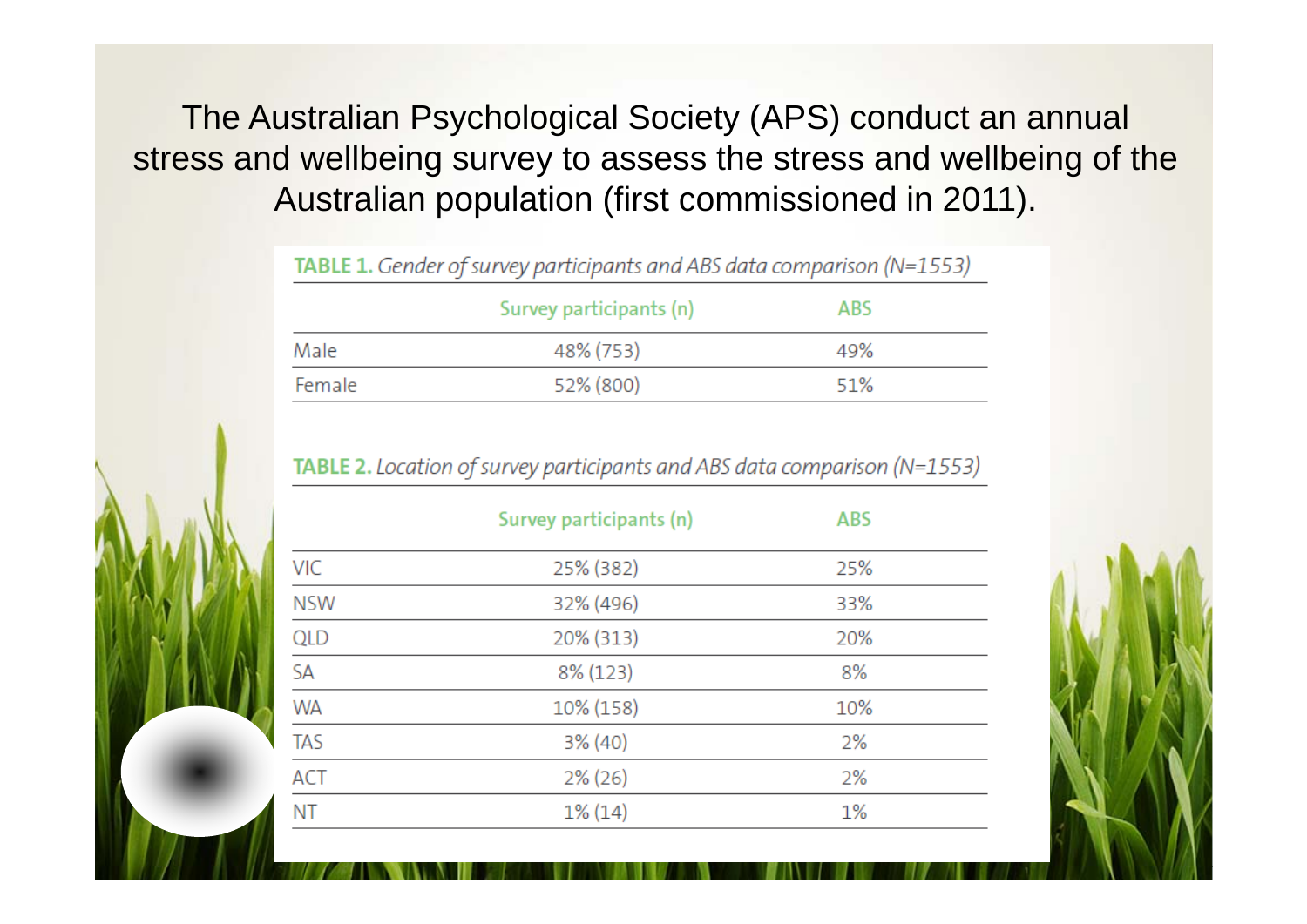The Australian Psychological Society (APS) conduct an annual stress and wellbeing survey to assess the stress and wellbeing of the Australian population (first commissioned in 2011).

**TABLE 1.** *Gender of survey participants and ABS data comparison (N=1553)*

| | Survey participants (n) | ABS |
|---|---|---|
| Male | 48% (753) | 49% |
| Female | 52% (800) | 51% |

**TABLE 2.** *Location of survey participants and ABS data comparison (N=1553)*

| | Survey participants (n) | ABS |
|---|---|---|
| VIC | 25% (382) | 25% |
| NSW | 32% (496) | 33% |
| QLD | 20% (313) | 20% |
| SA | 8% (123) | 8% |
| WA | 10% (158) | 10% |
| TAS | 3% (40) | 2% |
| ACT | 2% (26) | 2% |
| NT | 1% (14) | 1% |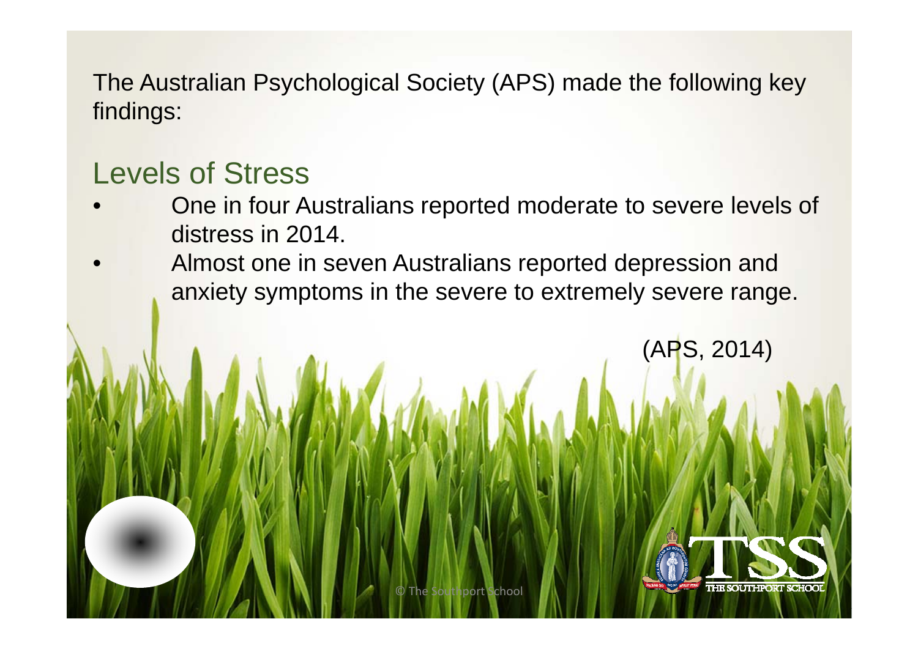The Australian Psychological Society (APS) made the following key findings:

## Levels of Stress

- One in four Australians reported moderate to severe levels of distress in 2014.
- Almost one in seven Australians reported depression and anxiety symptoms in the severe to extremely severe range.

(APS, 2014)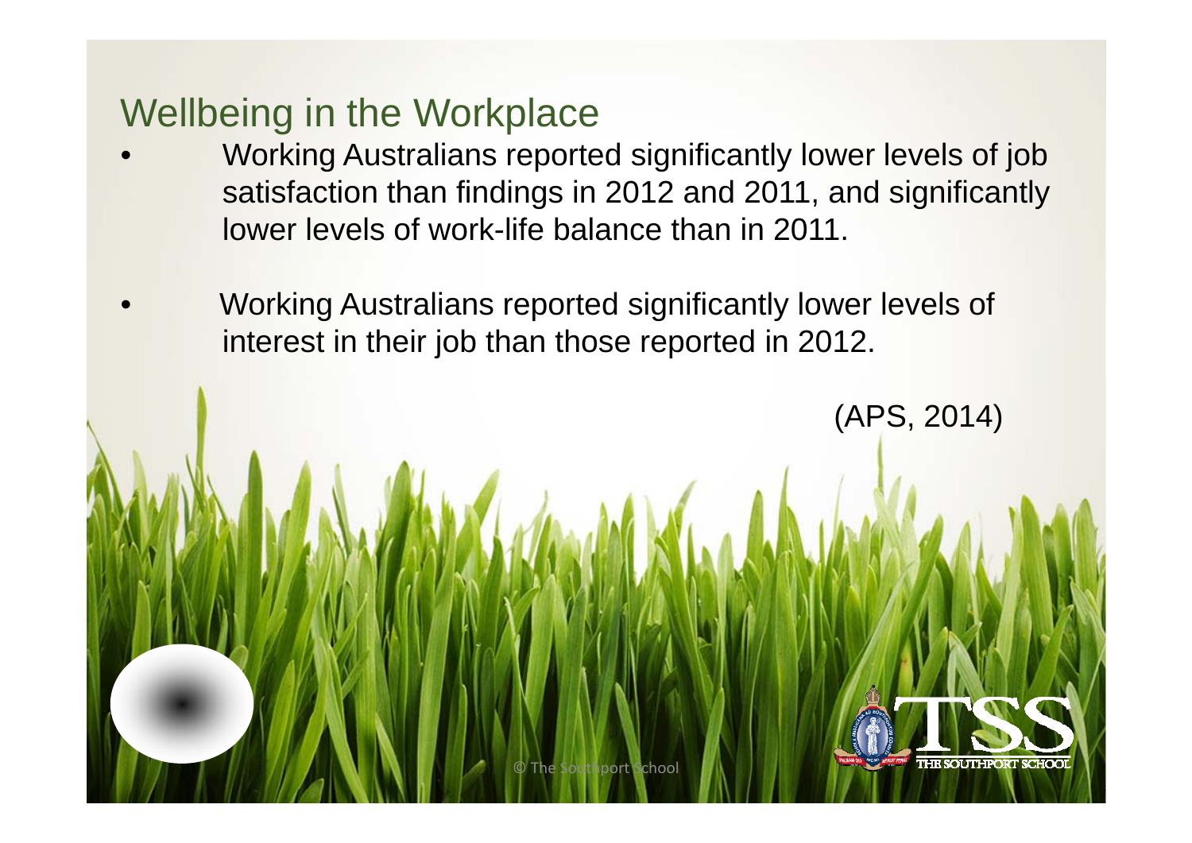## Wellbeing in the Workplace

- Working Australians reported significantly lower levels of job satisfaction than findings in 2012 and 2011, and significantly lower levels of work-life balance than in 2011.
- Working Australians reported significantly lower levels of interest in their job than those reported in 2012.

(APS, 2014)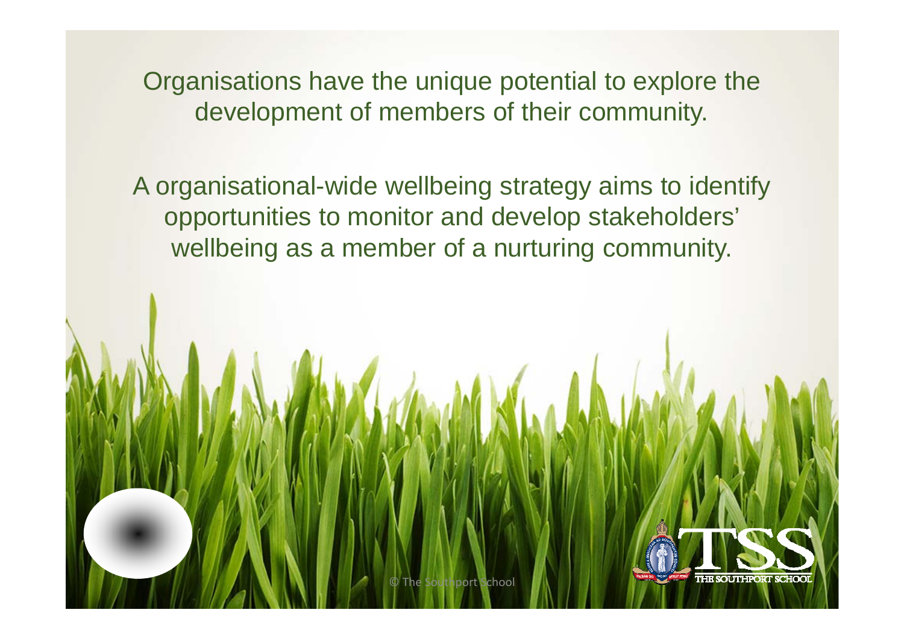Organisations have the unique potential to explore the development of members of their community.

A organisational-wide wellbeing strategy aims to identify opportunities to monitor and develop stakeholders' wellbeing as a member of a nurturing community.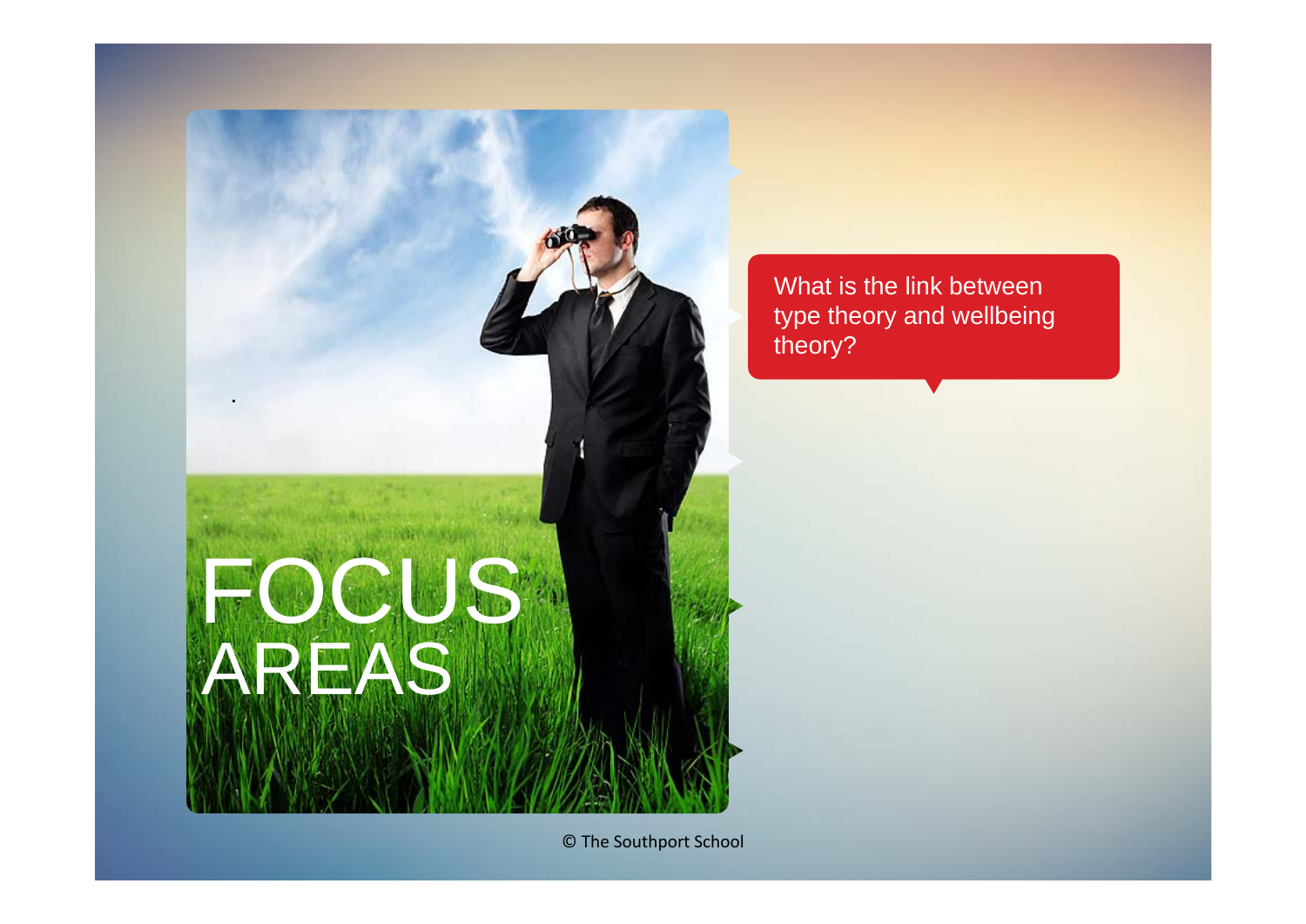# FOCUS AREAS

What is the link between type theory and wellbeing theory?

© The Southport School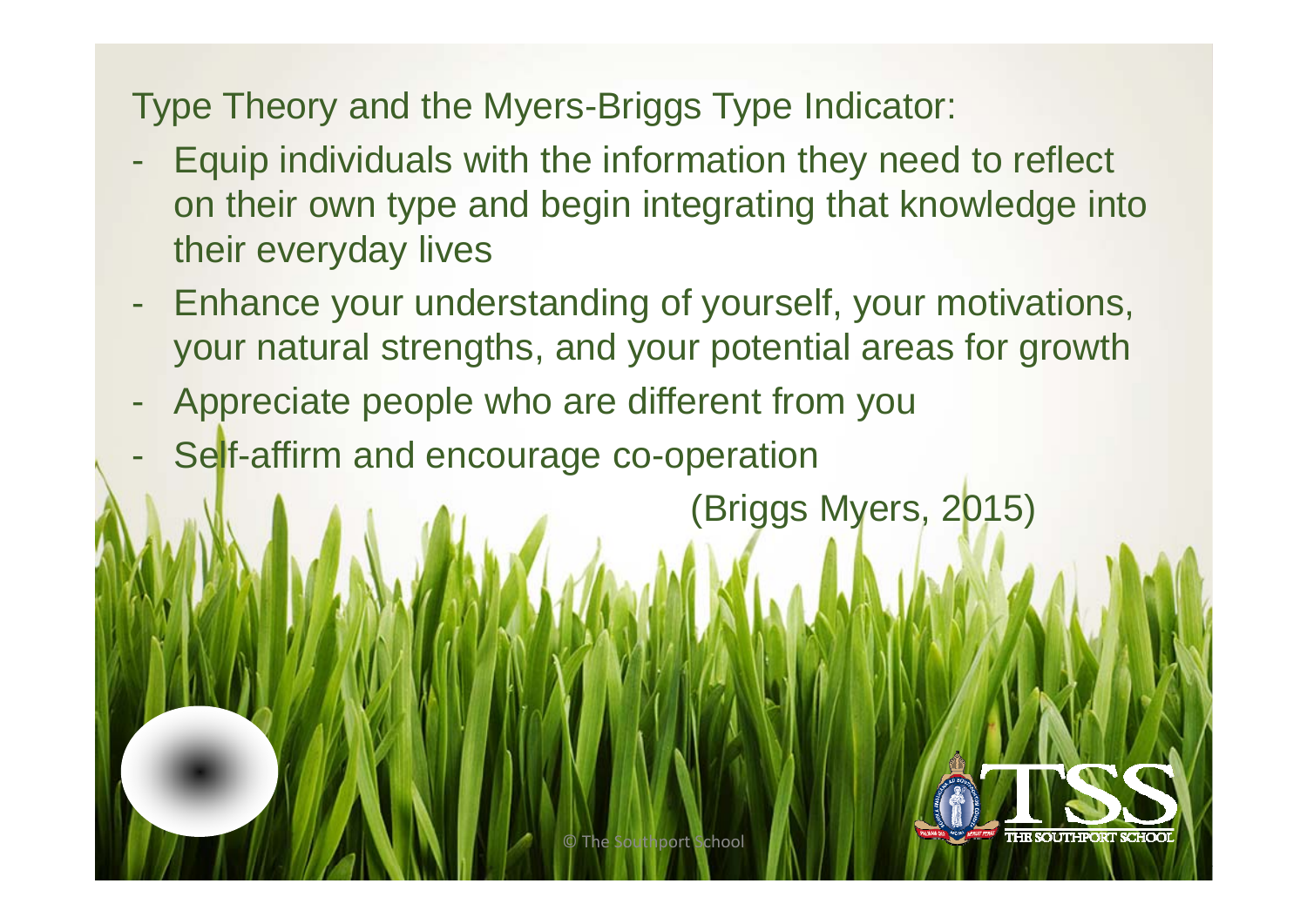Type Theory and the Myers-Briggs Type Indicator:

- Equip individuals with the information they need to reflect on their own type and begin integrating that knowledge into their everyday lives
- Enhance your understanding of yourself, your motivations, your natural strengths, and your potential areas for growth
- Appreciate people who are different from you
- Self-affirm and encourage co-operation

(Briggs Myers, 2015)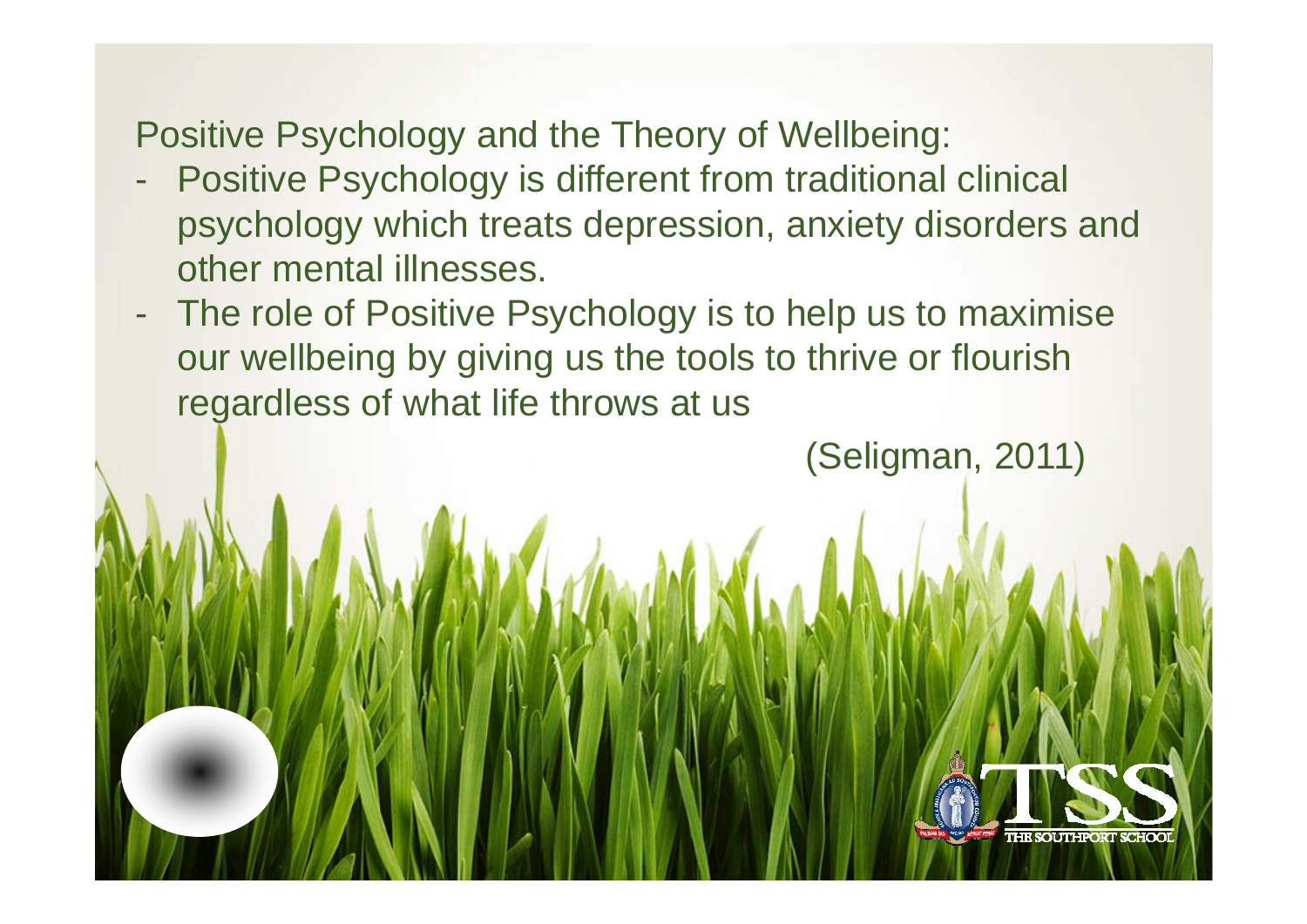## Positive Psychology and the Theory of Wellbeing:

- Positive Psychology is different from traditional clinical psychology which treats depression, anxiety disorders and other mental illnesses.
- The role of Positive Psychology is to help us to maximise our wellbeing by giving us the tools to thrive or flourish regardless of what life throws at us

(Seligman, 2011)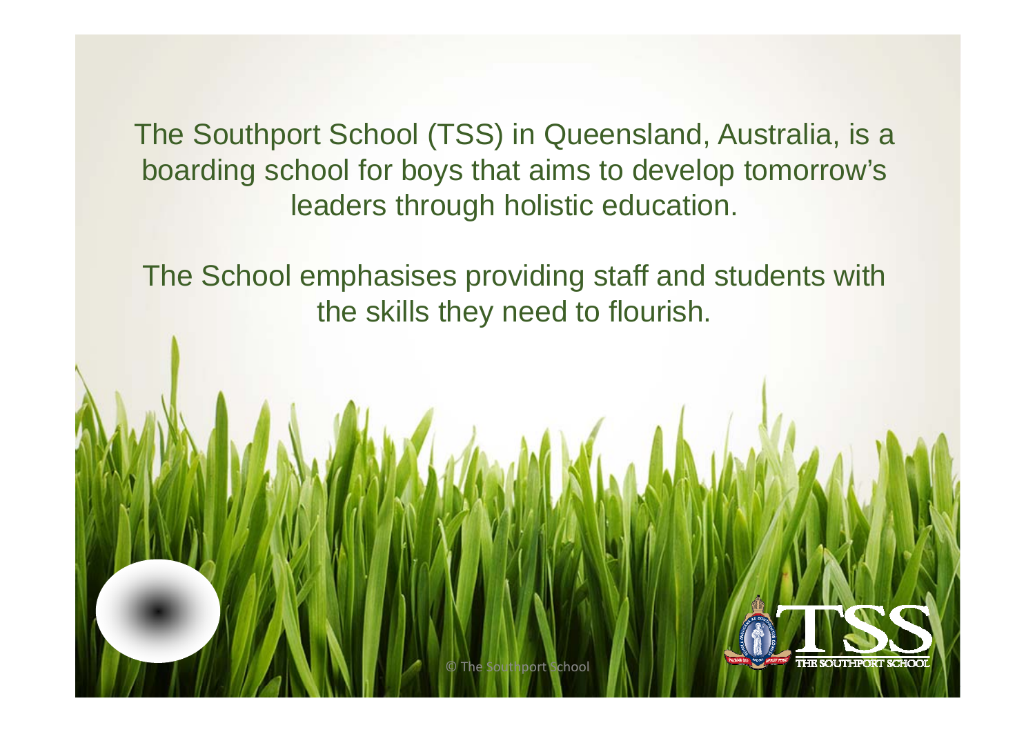The Southport School (TSS) in Queensland, Australia, is a boarding school for boys that aims to develop tomorrow's leaders through holistic education.

The School emphasises providing staff and students with the skills they need to flourish.

© The Southport School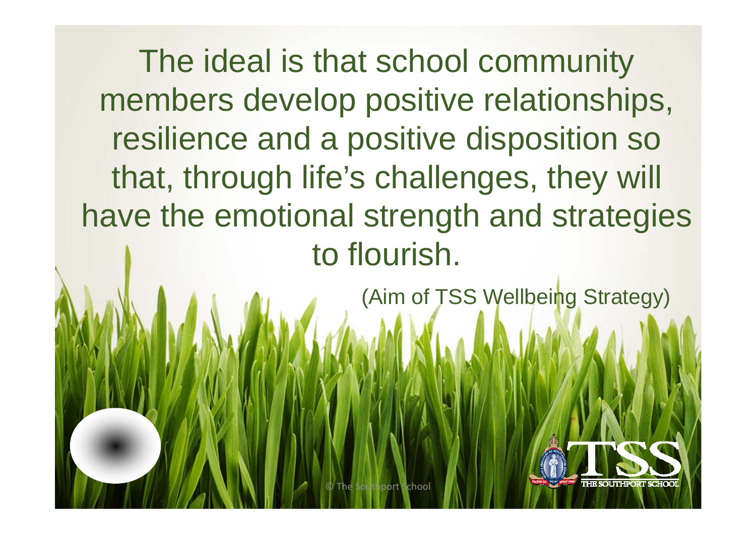The ideal is that school community members develop positive relationships, resilience and a positive disposition so that, through life's challenges, they will have the emotional strength and strategies to flourish.

(Aim of TSS Wellbeing Strategy)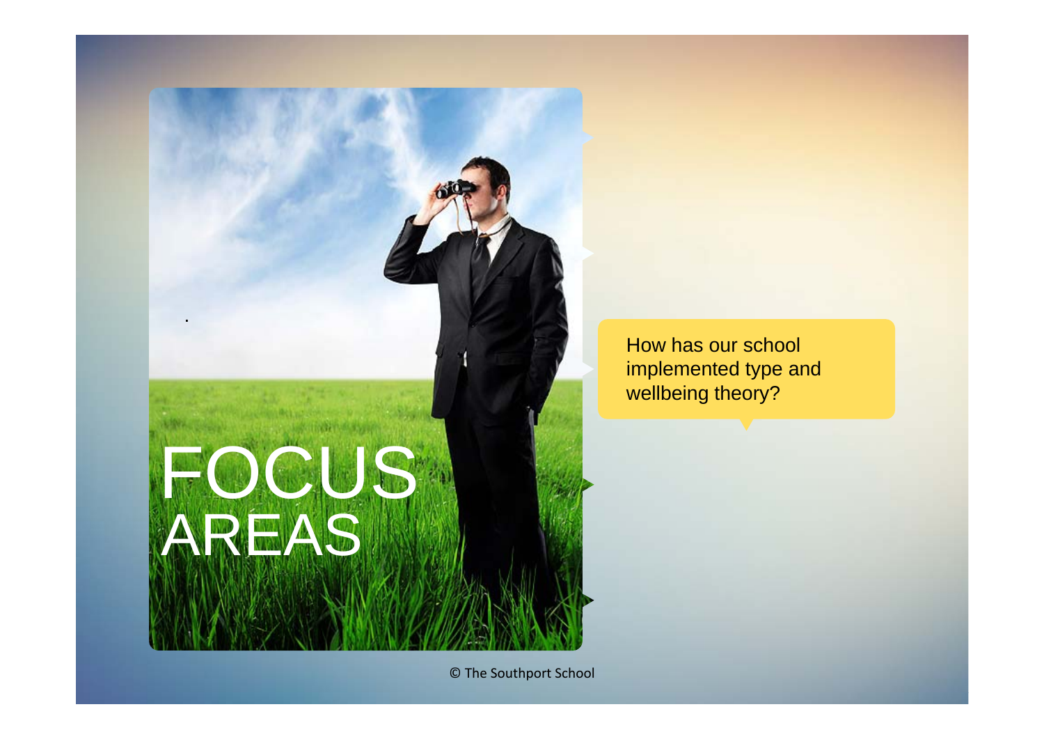# FOCUS AREAS

How has our school implemented type and wellbeing theory?

© The Southport School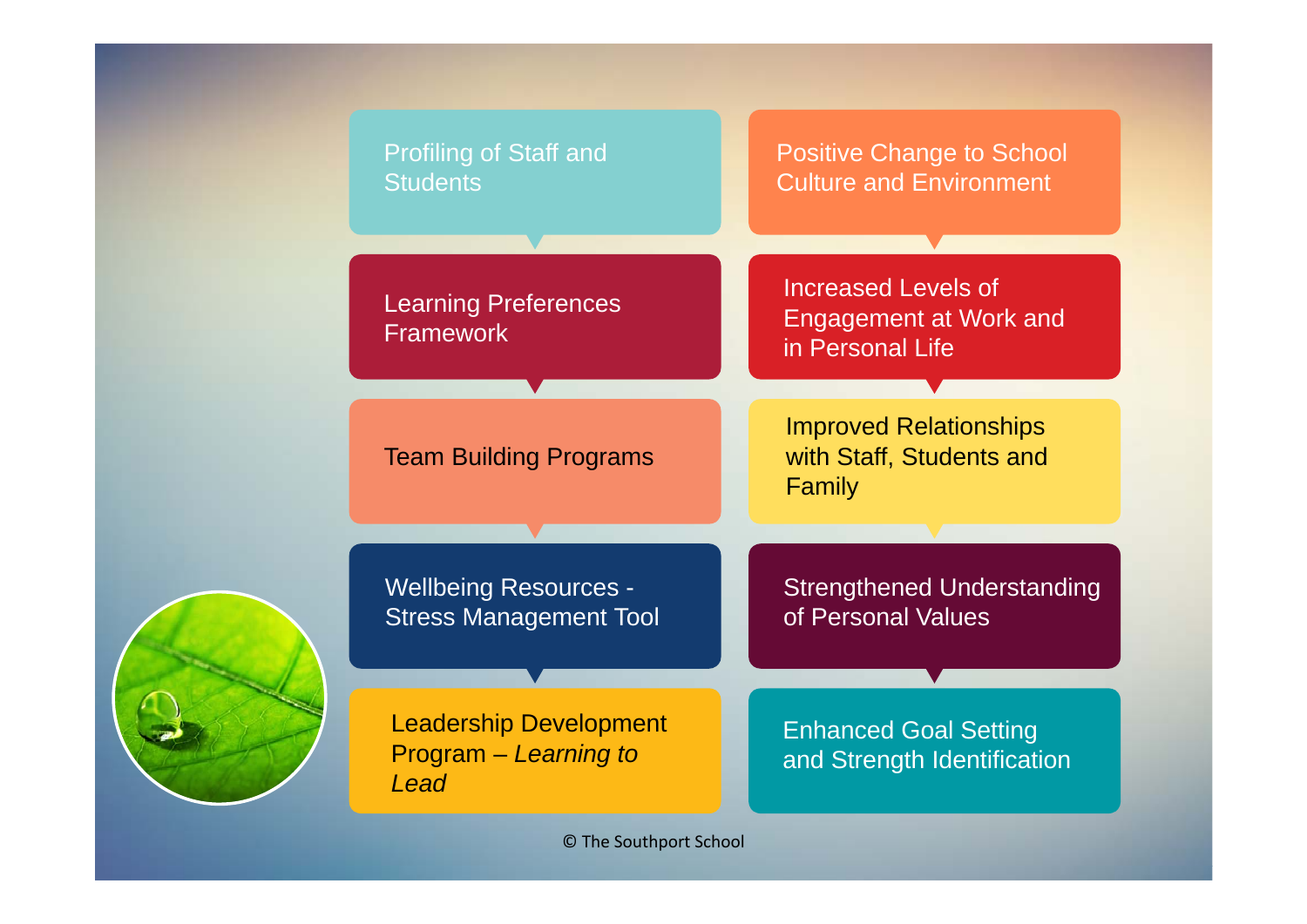Profiling of Staff and Students

Learning Preferences Framework

Team Building Programs

Wellbeing Resources - Stress Management Tool

Leadership Development Program – *Learning to Lead*

Positive Change to School Culture and Environment

Increased Levels of Engagement at Work and in Personal Life

Improved Relationships with Staff, Students and Family

Strengthened Understanding of Personal Values

Enhanced Goal Setting and Strength Identification

© The Southport School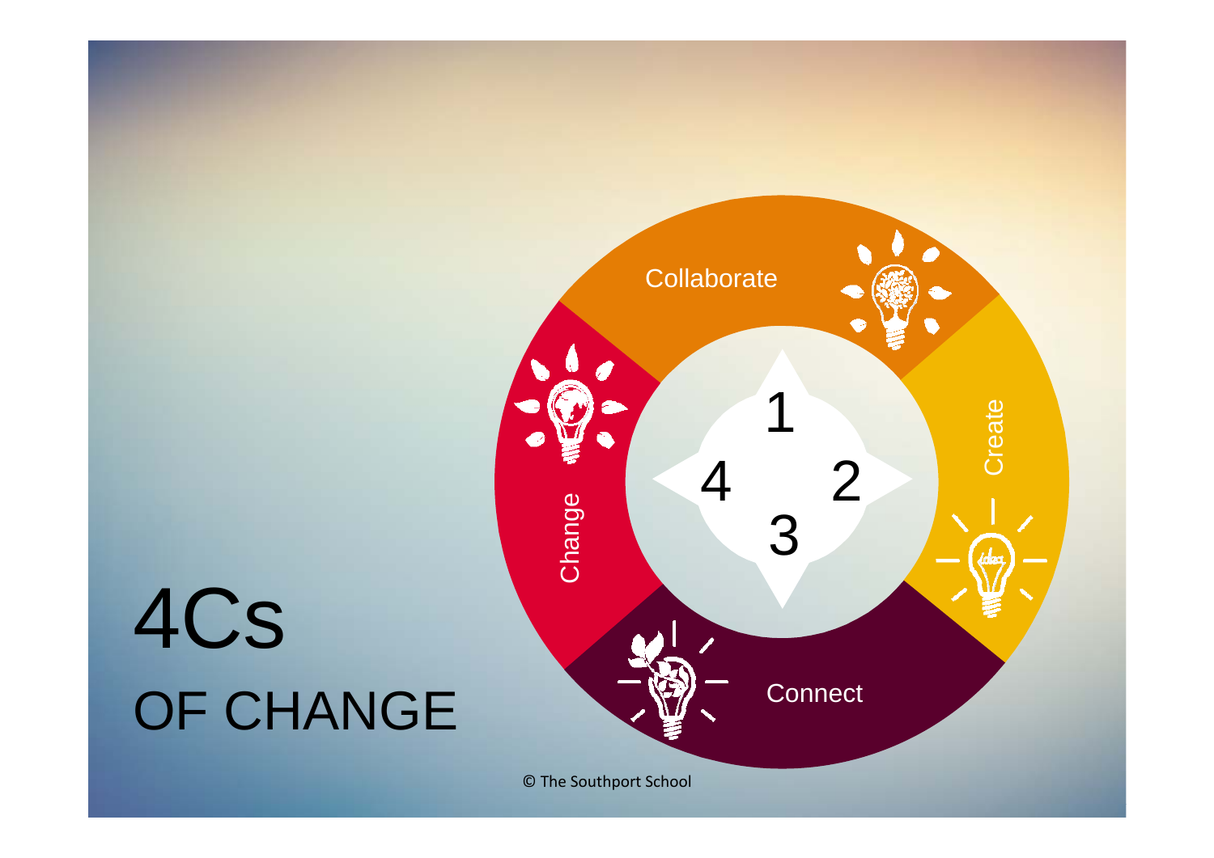# 4Cs

## OF CHANGE

1. Collaborate
2. Create
3. Connect
4. Change

© The Southport School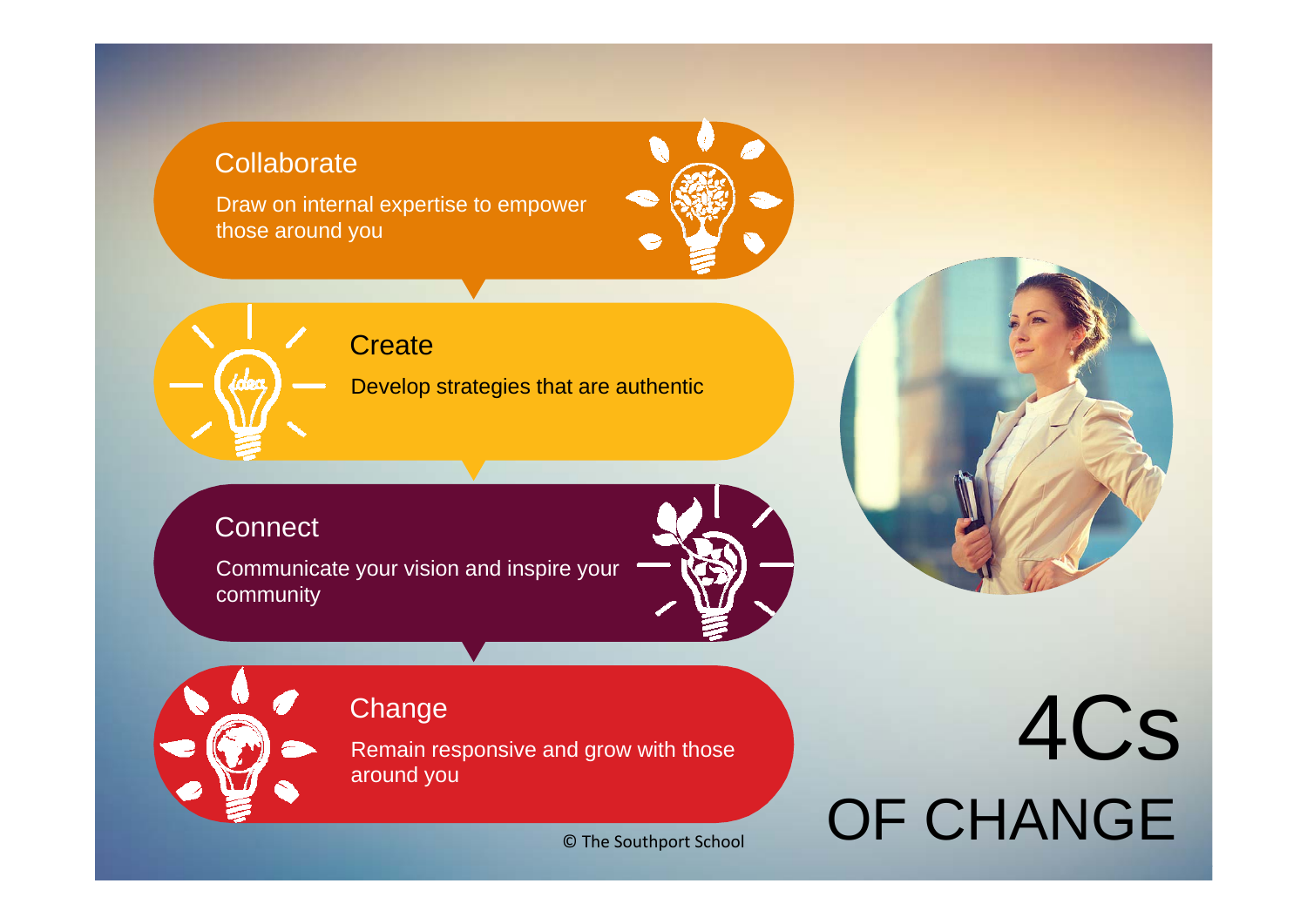# 4Cs OF CHANGE

## Collaborate

Draw on internal expertise to empower those around you

## Create

Develop strategies that are authentic

## Connect

Communicate your vision and inspire your community

## Change

Remain responsive and grow with those around you

© The Southport School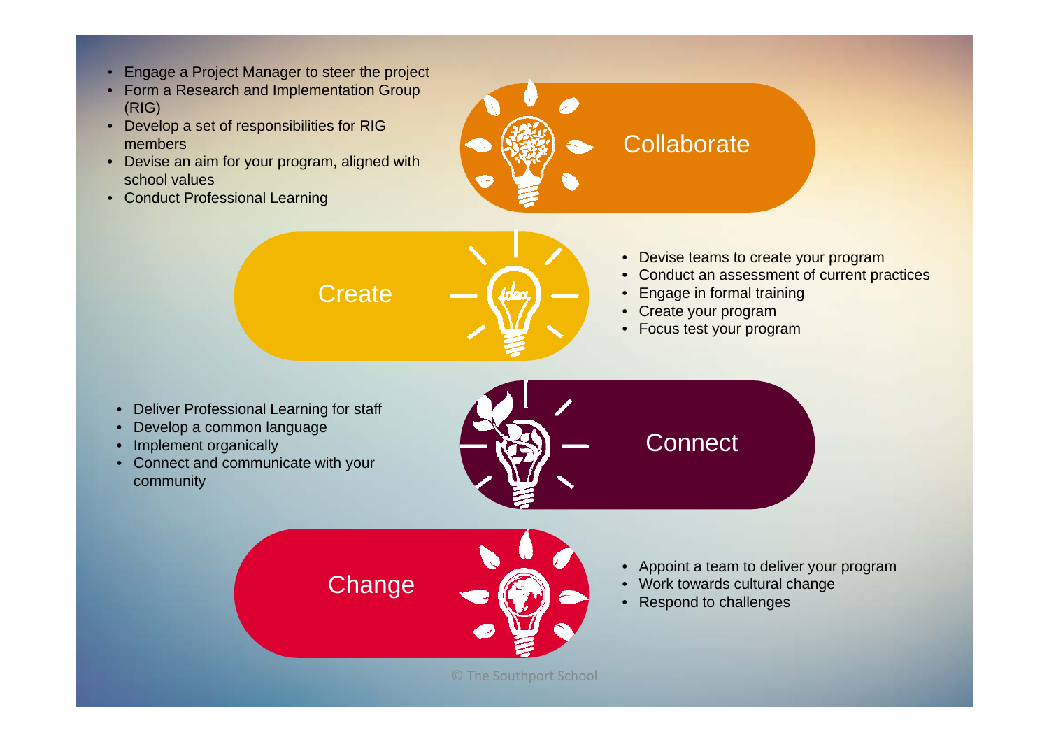## Collaborate

- Engage a Project Manager to steer the project
- Form a Research and Implementation Group (RIG)
- Develop a set of responsibilities for RIG members
- Devise an aim for your program, aligned with school values
- Conduct Professional Learning

## Create

- Devise teams to create your program
- Conduct an assessment of current practices
- Engage in formal training
- Create your program
- Focus test your program

## Connect

- Deliver Professional Learning for staff
- Develop a common language
- Implement organically
- Connect and communicate with your community

## Change

- Appoint a team to deliver your program
- Work towards cultural change
- Respond to challenges

© The Southport School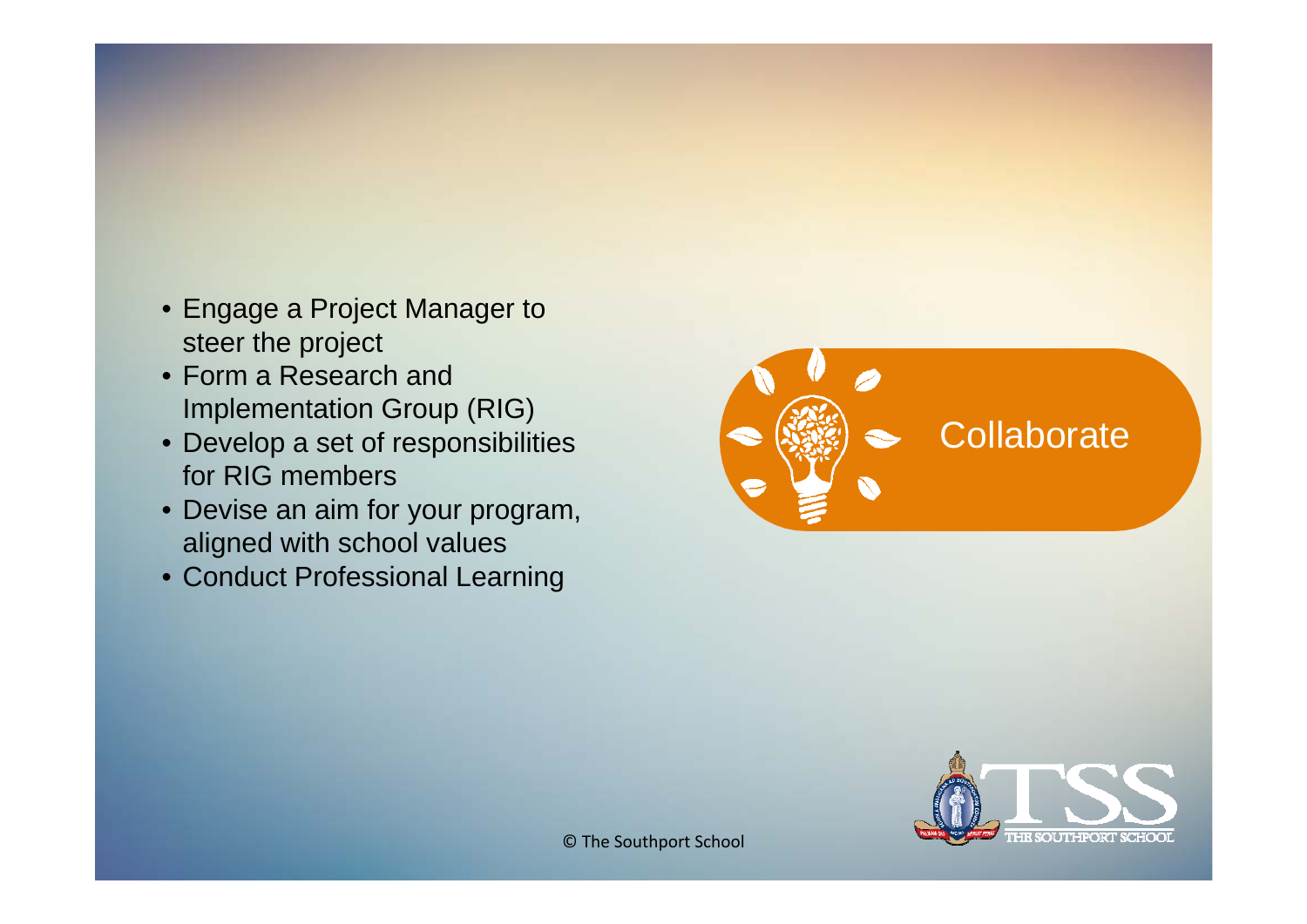## Collaborate

- Engage a Project Manager to steer the project
- Form a Research and Implementation Group (RIG)
- Develop a set of responsibilities for RIG members
- Devise an aim for your program, aligned with school values
- Conduct Professional Learning

© The Southport School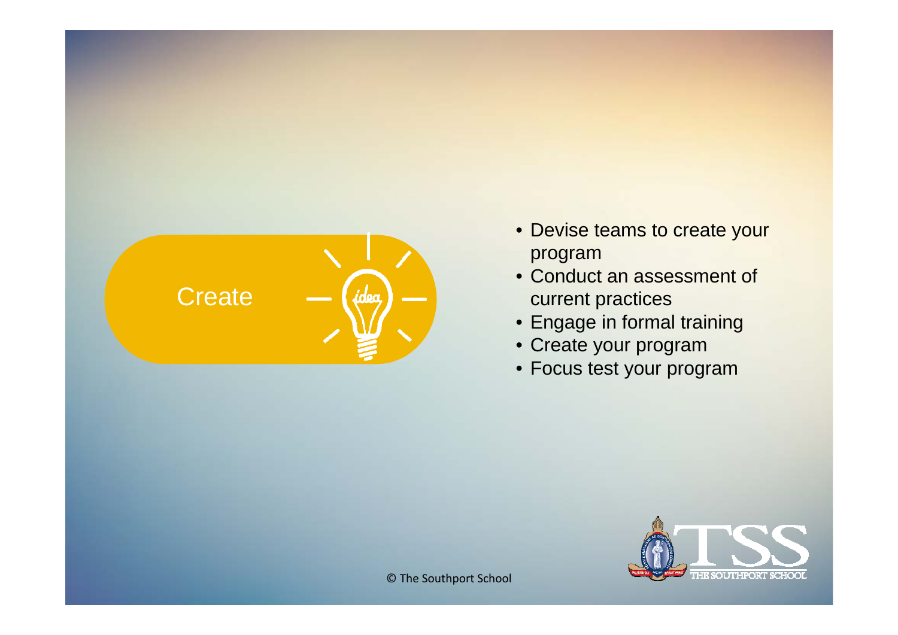## Create

- Devise teams to create your program
- Conduct an assessment of current practices
- Engage in formal training
- Create your program
- Focus test your program

© The Southport School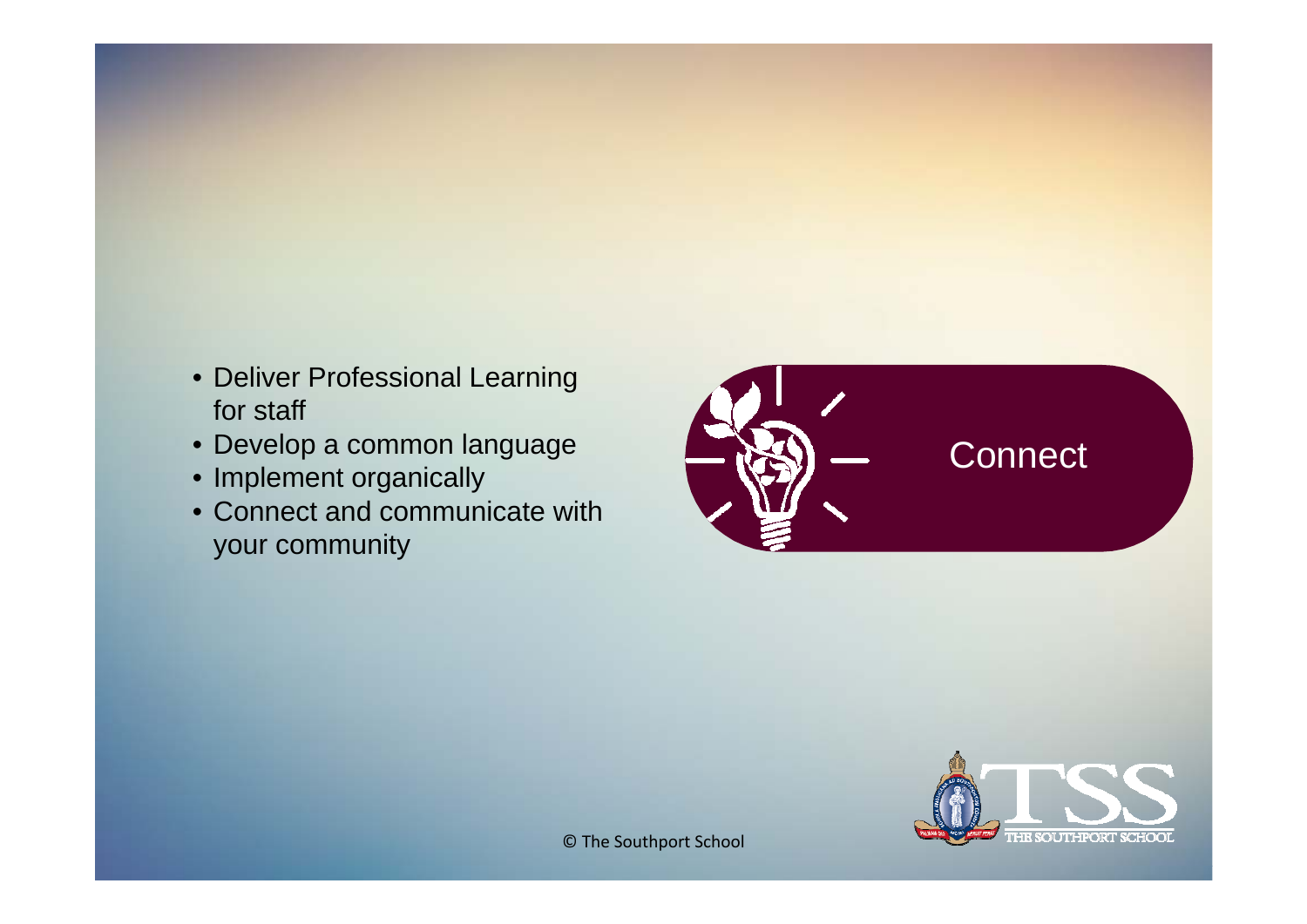- Deliver Professional Learning for staff
- Develop a common language
- Implement organically
- Connect and communicate with your community

Connect

© The Southport School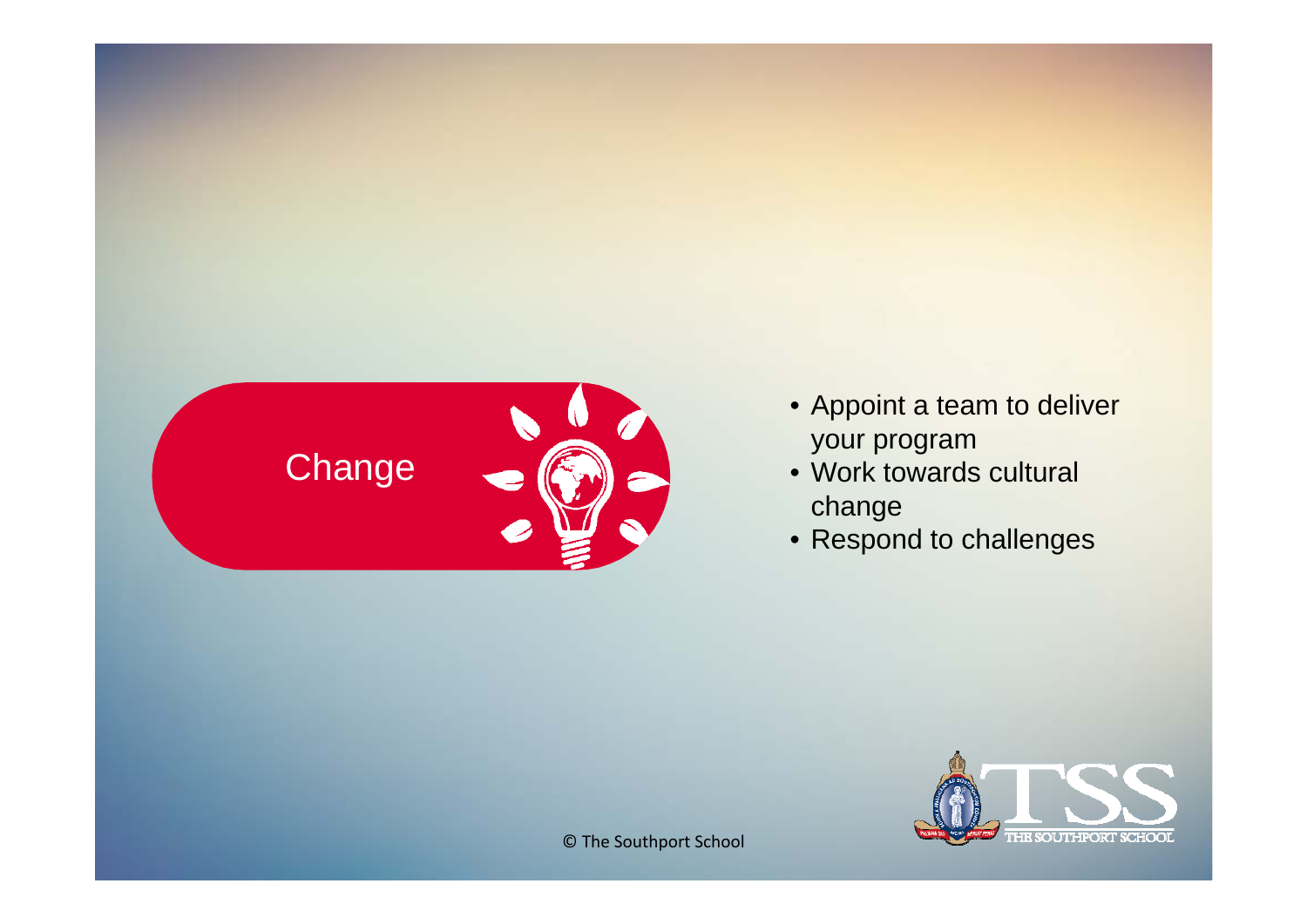## Change

- Appoint a team to deliver your program
- Work towards cultural change
- Respond to challenges

© The Southport School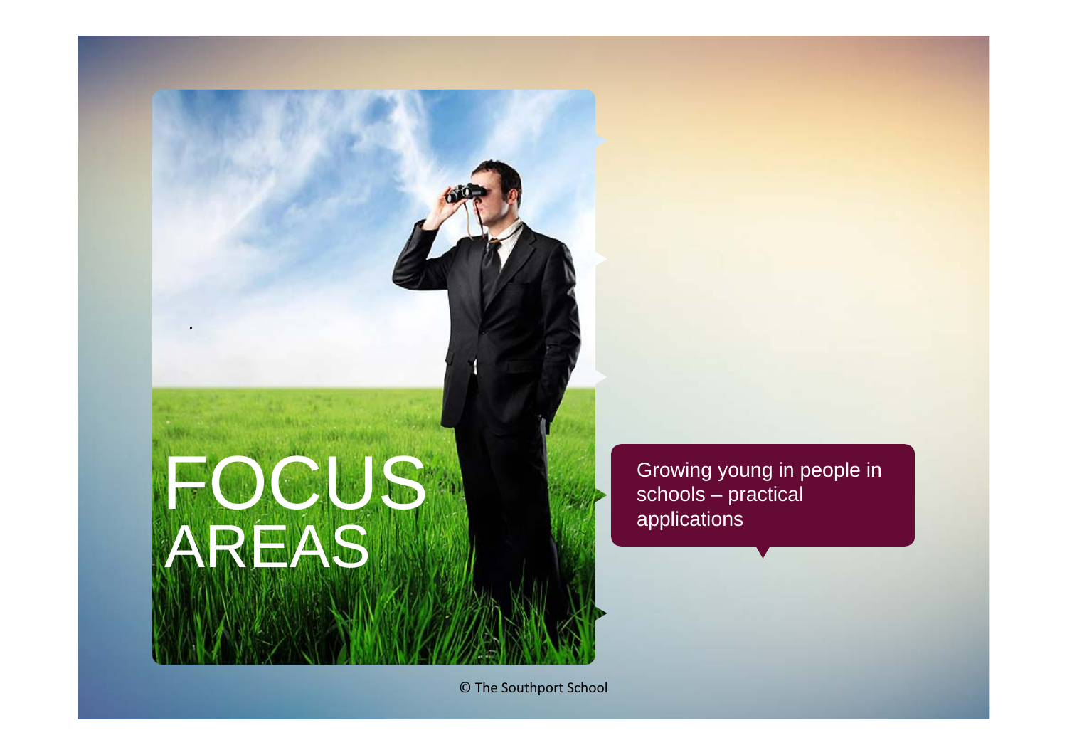# FOCUS AREAS

Growing young in people in schools – practical applications

© The Southport School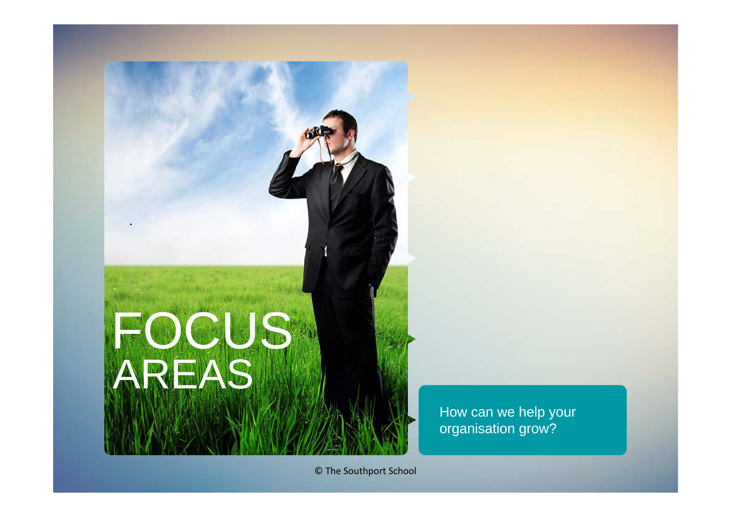# FOCUS AREAS

How can we help your organisation grow?

© The Southport School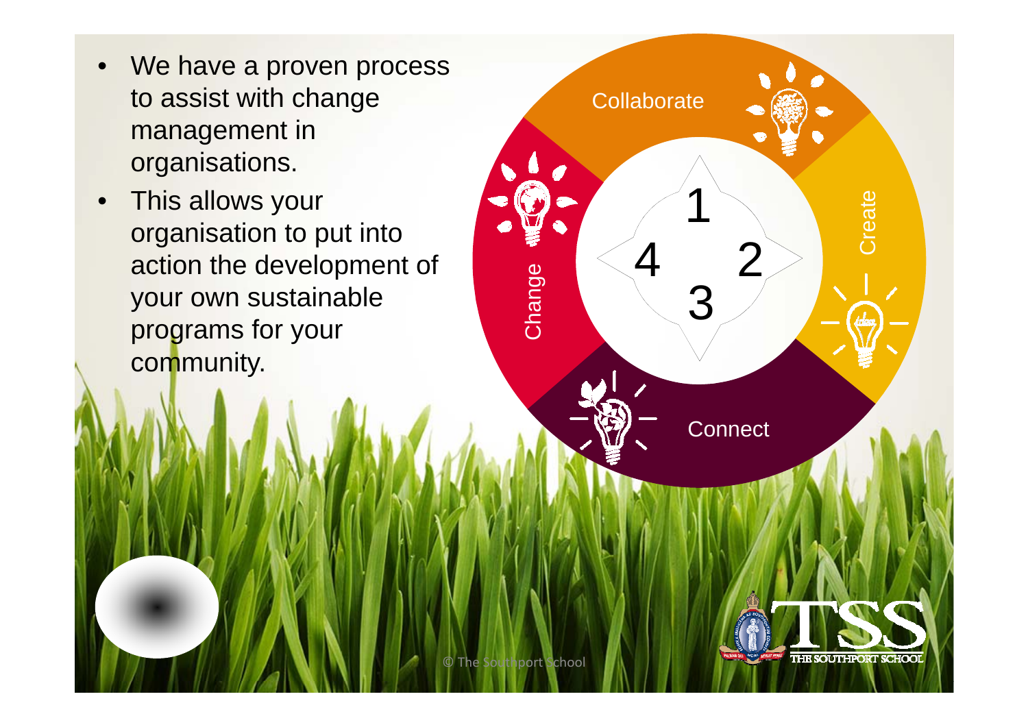- We have a proven process to assist with change management in organisations.
- This allows your organisation to put into action the development of your own sustainable programs for your community.

Collaborate

Create

Connect

Change

1

2

3

4

© The Southport School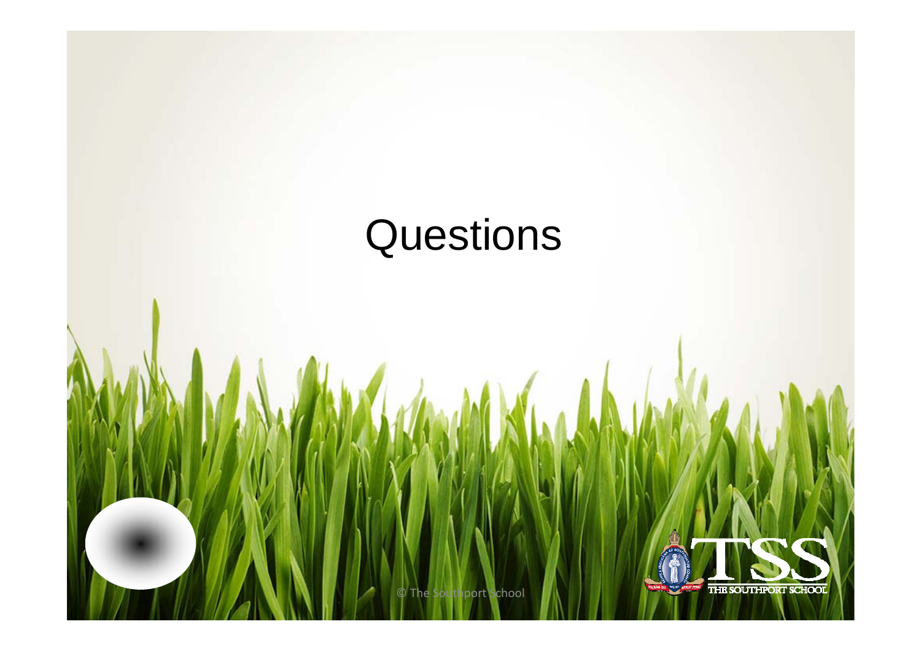# Questions

© The Southport School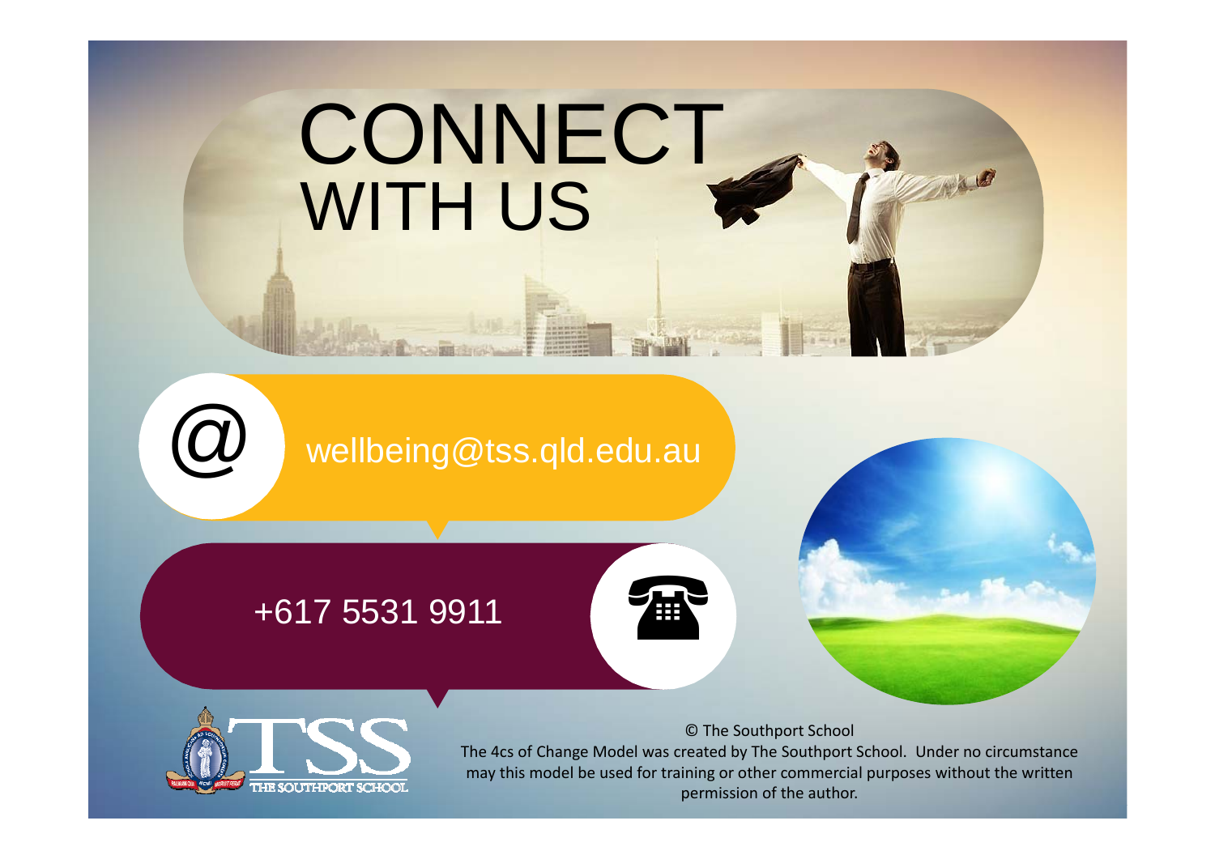# CONNECT WITH US

@ wellbeing@tss.qld.edu.au

+617 5531 9911

© The Southport School
The 4cs of Change Model was created by The Southport School. Under no circumstance may this model be used for training or other commercial purposes without the written permission of the author.